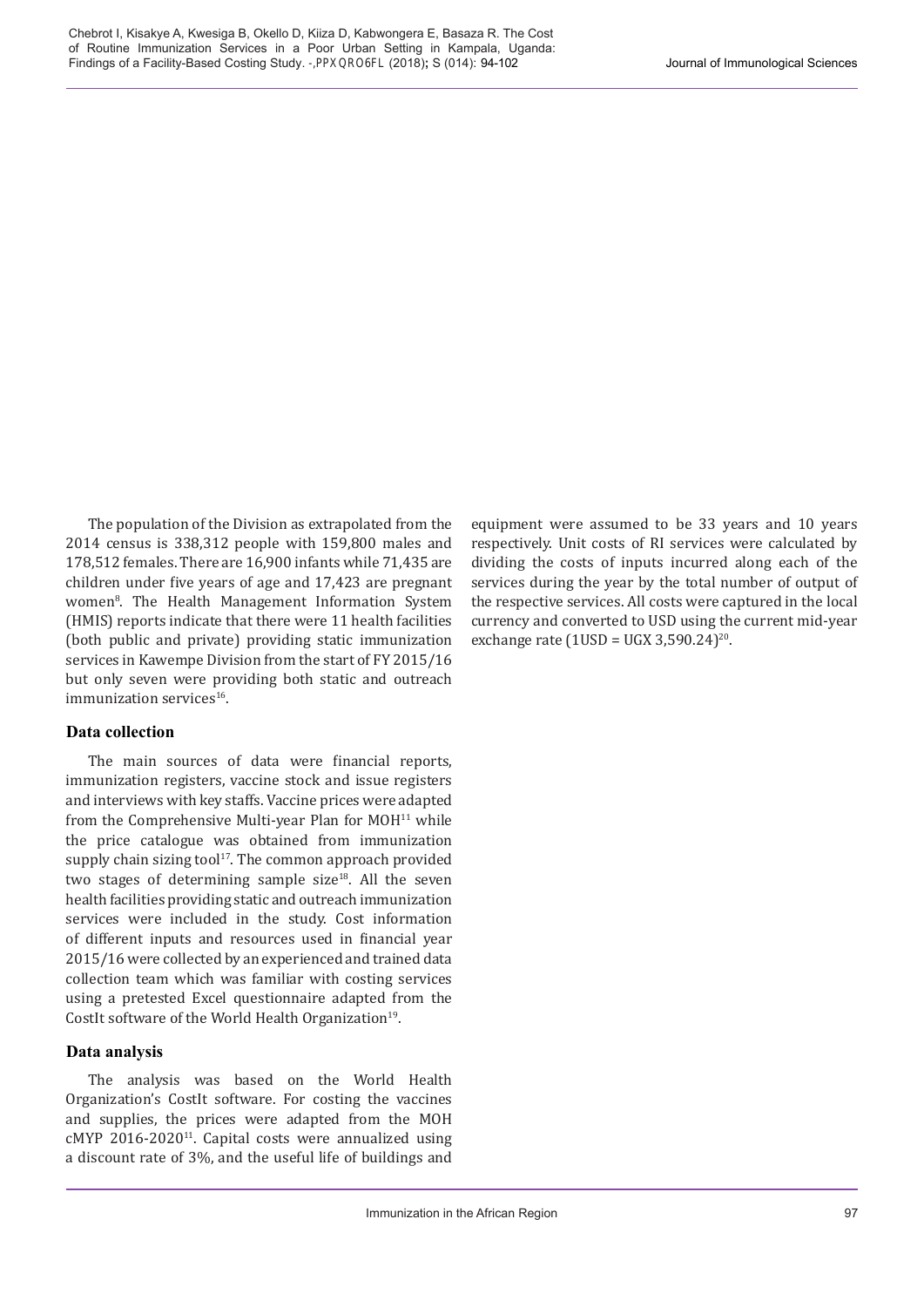The population of the Division as extrapolated from the 2014 census is 338,312 people with 159,800 males and 178,512 females. There are 16,900 infants while 71,435 are children under five years of age and 17,423 are pregnant women[8]. The Health Management Information System (HMIS) reports indicate that there were 11 health facilities (both public and private) providing static immunization services in Kawempe Division from the start of FY 2015/16 but only seven were providing both static and outreach immunization services[16].

## Data collection

The main sources of data were financial reports, immunization registers, vaccine stock and issue registers and interviews with key staffs. Vaccine prices were adapted from the Comprehensive Multi-year Plan for MOH[11] while the price catalogue was obtained from immunization supply chain sizing tool[17]. The common approach provided two stages of determining sample size[18]. All the seven health facilities providing static and outreach immunization services were included in the study. Cost information of different inputs and resources used in financial year 2015/16 were collected by an experienced and trained data collection team which was familiar with costing services using a pretested Excel questionnaire adapted from the CostIt software of the World Health Organization[19].

## Data analysis

The analysis was based on the World Health Organization's CostIt software. For costing the vaccines and supplies, the prices were adapted from the MOH cMYP 2016-2020[11]. Capital costs were annualized using a discount rate of 3%, and the useful life of buildings and equipment were assumed to be 33 years and 10 years respectively. Unit costs of RI services were calculated by dividing the costs of inputs incurred along each of the services during the year by the total number of output of the respective services. All costs were captured in the local currency and converted to USD using the current mid-year exchange rate (1USD = UGX 3,590.24)[20].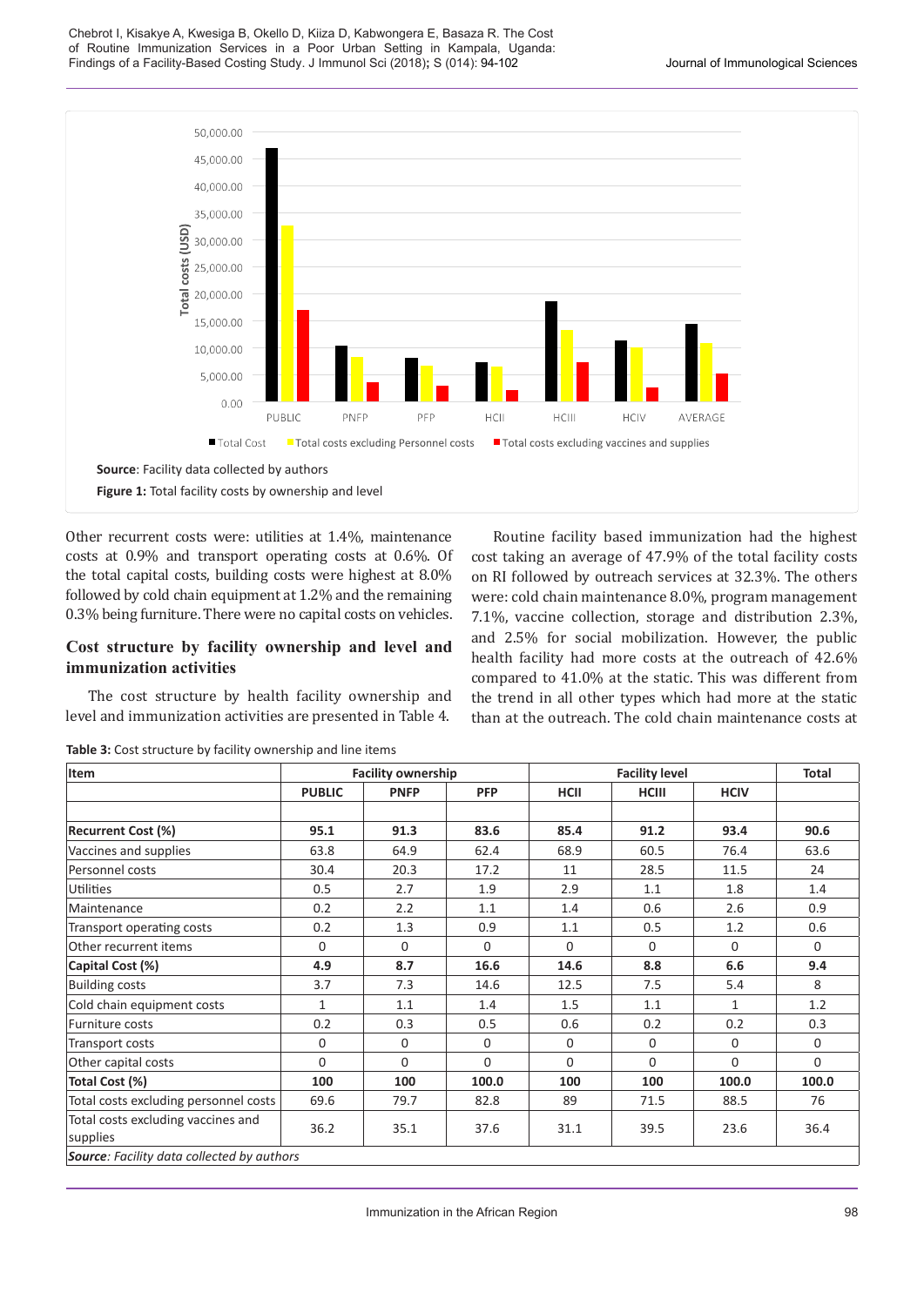Source: Facility data collected by authors

**Figure 1:** Total facility costs by ownership and level

Other recurrent costs were: utilities at 1.4%, maintenance costs at 0.9% and transport operating costs at 0.6%. Of the total capital costs, building costs were highest at 8.0% followed by cold chain equipment at 1.2% and the remaining 0.3% being furniture. There were no capital costs on vehicles.

### Cost structure by facility ownership and level and immunization activities

The cost structure by health facility ownership and level and immunization activities are presented in Table 4.

Routine facility based immunization had the highest cost taking an average of 47.9% of the total facility costs on RI followed by outreach services at 32.3%. The others were: cold chain maintenance 8.0%, program management 7.1%, vaccine collection, storage and distribution 2.3%, and 2.5% for social mobilization. However, the public health facility had more costs at the outreach of 42.6% compared to 41.0% at the static. This was different from the trend in all other types which had more at the static than at the outreach. The cold chain maintenance costs at

**Table 3:** Cost structure by facility ownership and line items

| Item | Facility ownership | | | Facility level | | | Total |
|---|---|---|---|---|---|---|---|
| | PUBLIC | PNFP | PFP | HCII | HCIII | HCIV | |
| | | | | | | | |
| **Recurrent Cost (%)** | **95.1** | **91.3** | **83.6** | **85.4** | **91.2** | **93.4** | **90.6** |
| Vaccines and supplies | 63.8 | 64.9 | 62.4 | 68.9 | 60.5 | 76.4 | 63.6 |
| Personnel costs | 30.4 | 20.3 | 17.2 | 11 | 28.5 | 11.5 | 24 |
| Utilities | 0.5 | 2.7 | 1.9 | 2.9 | 1.1 | 1.8 | 1.4 |
| Maintenance | 0.2 | 2.2 | 1.1 | 1.4 | 0.6 | 2.6 | 0.9 |
| Transport operating costs | 0.2 | 1.3 | 0.9 | 1.1 | 0.5 | 1.2 | 0.6 |
| Other recurrent items | 0 | 0 | 0 | 0 | 0 | 0 | 0 |
| **Capital Cost (%)** | **4.9** | **8.7** | **16.6** | **14.6** | **8.8** | **6.6** | **9.4** |
| Building costs | 3.7 | 7.3 | 14.6 | 12.5 | 7.5 | 5.4 | 8 |
| Cold chain equipment costs | 1 | 1.1 | 1.4 | 1.5 | 1.1 | 1 | 1.2 |
| Furniture costs | 0.2 | 0.3 | 0.5 | 0.6 | 0.2 | 0.2 | 0.3 |
| Transport costs | 0 | 0 | 0 | 0 | 0 | 0 | 0 |
| Other capital costs | 0 | 0 | 0 | 0 | 0 | 0 | 0 |
| **Total Cost (%)** | **100** | **100** | **100.0** | **100** | **100** | **100.0** | **100.0** |
| Total costs excluding personnel costs | 69.6 | 79.7 | 82.8 | 89 | 71.5 | 88.5 | 76 |
| Total costs excluding vaccines and supplies | 36.2 | 35.1 | 37.6 | 31.1 | 39.5 | 23.6 | 36.4 |

***Source**: Facility data collected by authors*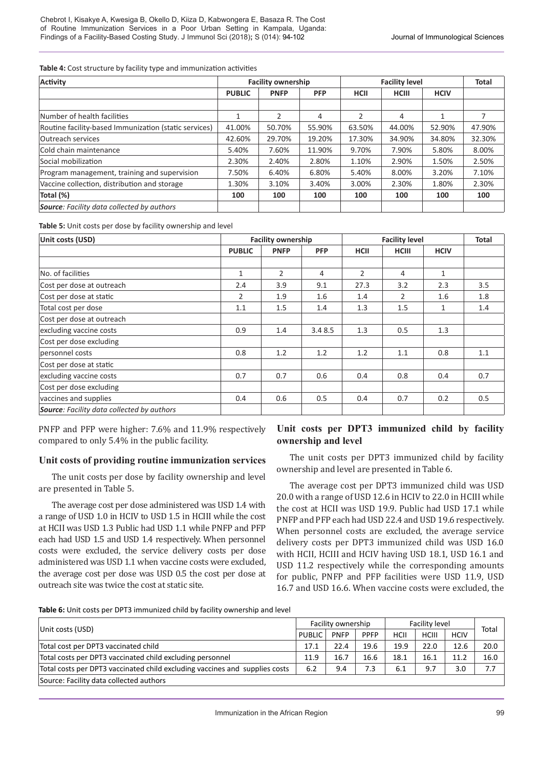**Table 4:** Cost structure by facility type and immunization activities

| Activity | Facility ownership | | | Facility level | | | Total |
|---|---|---|---|---|---|---|---|
| | PUBLIC | PNFP | PFP | HCII | HCIII | HCIV | |
| | | | | | | | |
| Number of health facilities | 1 | 2 | 4 | 2 | 4 | 1 | 7 |
| Routine facility-based Immunization (static services) | 41.00% | 50.70% | 55.90% | 63.50% | 44.00% | 52.90% | 47.90% |
| Outreach services | 42.60% | 29.70% | 19.20% | 17.30% | 34.90% | 34.80% | 32.30% |
| Cold chain maintenance | 5.40% | 7.60% | 11.90% | 9.70% | 7.90% | 5.80% | 8.00% |
| Social mobilization | 2.30% | 2.40% | 2.80% | 1.10% | 2.90% | 1.50% | 2.50% |
| Program management, training and supervision | 7.50% | 6.40% | 6.80% | 5.40% | 8.00% | 3.20% | 7.10% |
| Vaccine collection, distribution and storage | 1.30% | 3.10% | 3.40% | 3.00% | 2.30% | 1.80% | 2.30% |
| **Total (%)** | **100** | **100** | **100** | **100** | **100** | **100** | **100** |
| ***Source**: Facility data collected by authors* | | | | | | | |

**Table 5:** Unit costs per dose by facility ownership and level

| Unit costs (USD) | Facility ownership | | | Facility level | | | Total |
|---|---|---|---|---|---|---|---|
| | PUBLIC | PNFP | PFP | HCII | HCIII | HCIV | |
| | | | | | | | |
| No. of facilities | 1 | 2 | 4 | 2 | 4 | 1 | |
| Cost per dose at outreach | 2.4 | 3.9 | 9.1 | 27.3 | 3.2 | 2.3 | 3.5 |
| Cost per dose at static | 2 | 1.9 | 1.6 | 1.4 | 2 | 1.6 | 1.8 |
| Total cost per dose | 1.1 | 1.5 | 1.4 | 1.3 | 1.5 | 1 | 1.4 |
| Cost per dose at outreach | | | | | | | |
| excluding vaccine costs | 0.9 | 1.4 | 3.4 8.5 | 1.3 | 0.5 | 1.3 | |
| Cost per dose excluding | | | | | | | |
| personnel costs | 0.8 | 1.2 | 1.2 | 1.2 | 1.1 | 0.8 | 1.1 |
| Cost per dose at static | | | | | | | |
| excluding vaccine costs | 0.7 | 0.7 | 0.6 | 0.4 | 0.8 | 0.4 | 0.7 |
| Cost per dose excluding | | | | | | | |
| vaccines and supplies | 0.4 | 0.6 | 0.5 | 0.4 | 0.7 | 0.2 | 0.5 |
| ***Source**: Facility data collected by authors* | | | | | | | |

PNFP and PFP were higher: 7.6% and 11.9% respectively compared to only 5.4% in the public facility.

### Unit costs of providing routine immunization services

The unit costs per dose by facility ownership and level are presented in Table 5.

The average cost per dose administered was USD 1.4 with a range of USD 1.0 in HCIV to USD 1.5 in HCIII while the cost at HCII was USD 1.3 Public had USD 1.1 while PNFP and PFP each had USD 1.5 and USD 1.4 respectively. When personnel costs were excluded, the service delivery costs per dose administered was USD 1.1 when vaccine costs were excluded, the average cost per dose was USD 0.5 the cost per dose at outreach site was twice the cost at static site.

### Unit costs per DPT3 immunized child by facility ownership and level

The unit costs per DPT3 immunized child by facility ownership and level are presented in Table 6.

The average cost per DPT3 immunized child was USD 20.0 with a range of USD 12.6 in HCIV to 22.0 in HCIII while the cost at HCII was USD 19.9. Public had USD 17.1 while PNFP and PFP each had USD 22.4 and USD 19.6 respectively. When personnel costs are excluded, the average service delivery costs per DPT3 immunized child was USD 16.0 with HCII, HCIII and HCIV having USD 18.1, USD 16.1 and USD 11.2 respectively while the corresponding amounts for public, PNFP and PFP facilities were USD 11.9, USD 16.7 and USD 16.6. When vaccine costs were excluded, the

**Table 6:** Unit costs per DPT3 immunized child by facility ownership and level

| Unit costs (USD) | Facility ownership | | | Facility level | | | Total |
|---|---|---|---|---|---|---|---|
| | PUBLIC | PNFP | PPFP | HCII | HCIII | HCIV | |
| Total cost per DPT3 vaccinated child | 17.1 | 22.4 | 19.6 | 19.9 | 22.0 | 12.6 | 20.0 |
| Total costs per DPT3 vaccinated child excluding personnel | 11.9 | 16.7 | 16.6 | 18.1 | 16.1 | 11.2 | 16.0 |
| Total costs per DPT3 vaccinated child excluding vaccines and supplies costs | 6.2 | 9.4 | 7.3 | 6.1 | 9.7 | 3.0 | 7.7 |
| Source: Facility data collected authors | | | | | | | |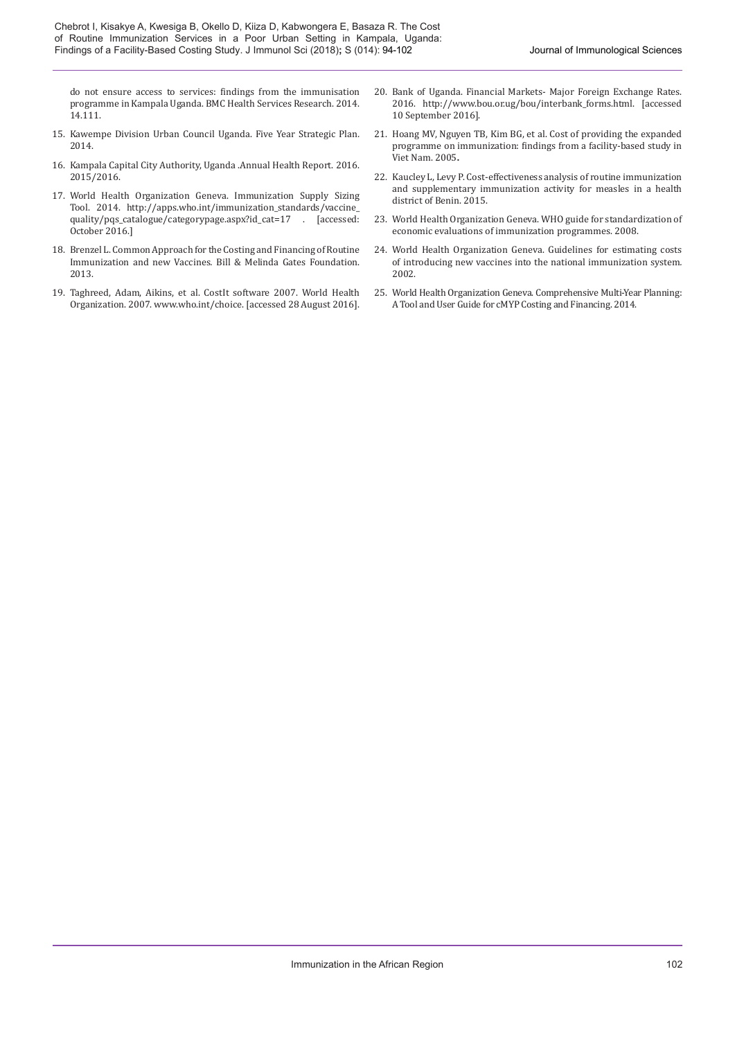do not ensure access to services: findings from the immunisation programme in Kampala Uganda. BMC Health Services Research. 2014. 14.111.

15. Kawempe Division Urban Council Uganda. Five Year Strategic Plan. 2014.
16. Kampala Capital City Authority, Uganda .Annual Health Report. 2016. 2015/2016.
17. World Health Organization Geneva. Immunization Supply Sizing Tool. 2014. http://apps.who.int/immunization_standards/vaccine_quality/pqs_catalogue/categorypage.aspx?id_cat=17 . [accessed: October 2016.]
18. Brenzel L. Common Approach for the Costing and Financing of Routine Immunization and new Vaccines. Bill & Melinda Gates Foundation. 2013.
19. Taghreed, Adam, Aikins, et al. CostIt software 2007. World Health Organization. 2007. www.who.int/choice. [accessed 28 August 2016].
20. Bank of Uganda. Financial Markets- Major Foreign Exchange Rates. 2016. http://www.bou.or.ug/bou/interbank_forms.html. [accessed 10 September 2016].
21. Hoang MV, Nguyen TB, Kim BG, et al. Cost of providing the expanded programme on immunization: findings from a facility-based study in Viet Nam. 2005.
22. Kaucley L, Levy P. Cost-effectiveness analysis of routine immunization and supplementary immunization activity for measles in a health district of Benin. 2015.
23. World Health Organization Geneva. WHO guide for standardization of economic evaluations of immunization programmes. 2008.
24. World Health Organization Geneva. Guidelines for estimating costs of introducing new vaccines into the national immunization system. 2002.
25. World Health Organization Geneva. Comprehensive Multi-Year Planning: A Tool and User Guide for cMYP Costing and Financing. 2014.